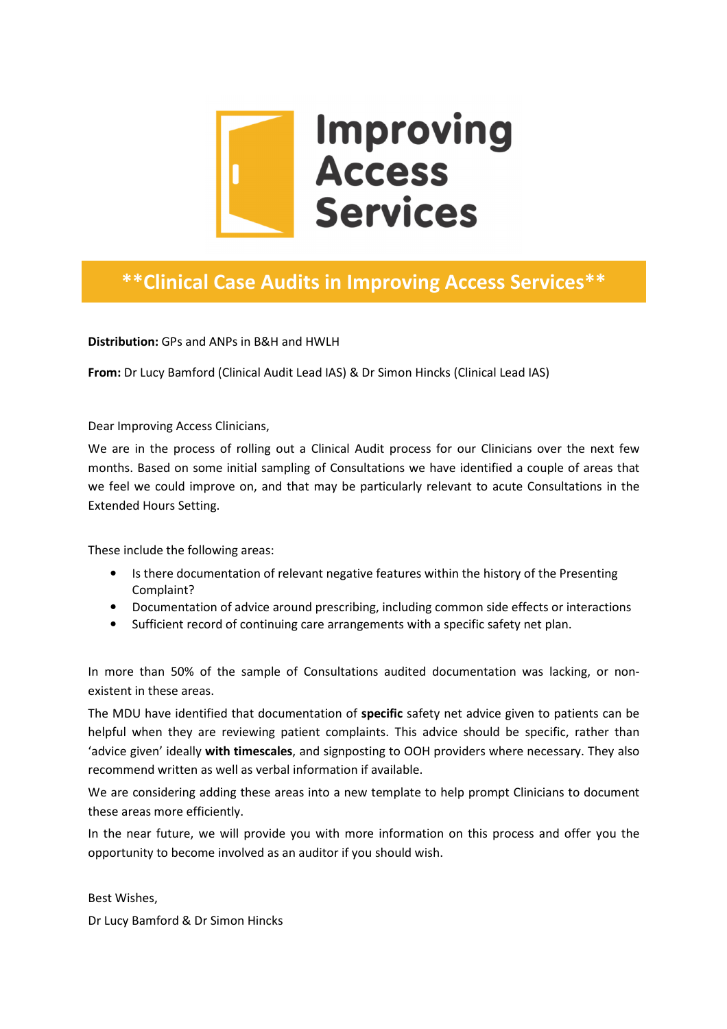Improving Access Services

# \*\*Clinical Case Audits in Improving Access Services\*\*

**Distribution:** GPs and ANPs in B&H and HWLH

**From:** Dr Lucy Bamford (Clinical Audit Lead IAS) & Dr Simon Hincks (Clinical Lead IAS)

Dear Improving Access Clinicians,

We are in the process of rolling out a Clinical Audit process for our Clinicians over the next few months. Based on some initial sampling of Consultations we have identified a couple of areas that we feel we could improve on, and that may be particularly relevant to acute Consultations in the Extended Hours Setting.

These include the following areas:

- Is there documentation of relevant negative features within the history of the Presenting Complaint?
- Documentation of advice around prescribing, including common side effects or interactions
- Sufficient record of continuing care arrangements with a specific safety net plan.

In more than 50% of the sample of Consultations audited documentation was lacking, or non-existent in these areas.

The MDU have identified that documentation of **specific** safety net advice given to patients can be helpful when they are reviewing patient complaints. This advice should be specific, rather than 'advice given' ideally **with timescales**, and signposting to OOH providers where necessary. They also recommend written as well as verbal information if available.

We are considering adding these areas into a new template to help prompt Clinicians to document these areas more efficiently.

In the near future, we will provide you with more information on this process and offer you the opportunity to become involved as an auditor if you should wish.

Best Wishes,

Dr Lucy Bamford & Dr Simon Hincks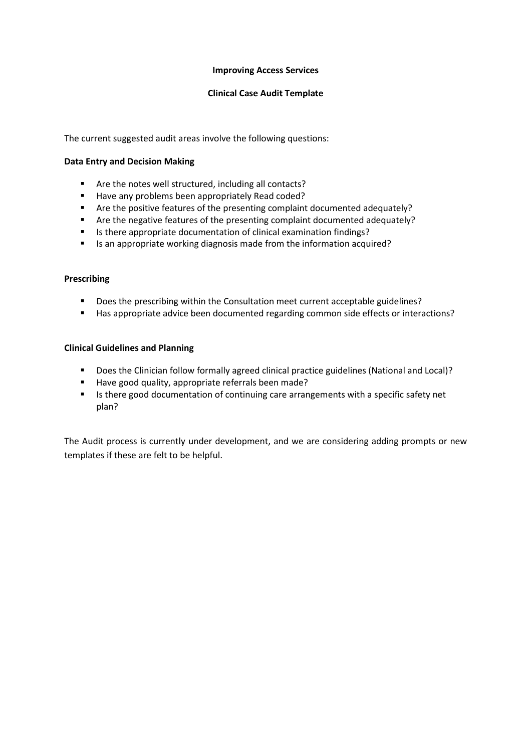**Improving Access Services**

**Clinical Case Audit Template**

The current suggested audit areas involve the following questions:

**Data Entry and Decision Making**

- Are the notes well structured, including all contacts?
- Have any problems been appropriately Read coded?
- Are the positive features of the presenting complaint documented adequately?
- Are the negative features of the presenting complaint documented adequately?
- Is there appropriate documentation of clinical examination findings?
- Is an appropriate working diagnosis made from the information acquired?

**Prescribing**

- Does the prescribing within the Consultation meet current acceptable guidelines?
- Has appropriate advice been documented regarding common side effects or interactions?

**Clinical Guidelines and Planning**

- Does the Clinician follow formally agreed clinical practice guidelines (National and Local)?
- Have good quality, appropriate referrals been made?
- Is there good documentation of continuing care arrangements with a specific safety net plan?

The Audit process is currently under development, and we are considering adding prompts or new templates if these are felt to be helpful.